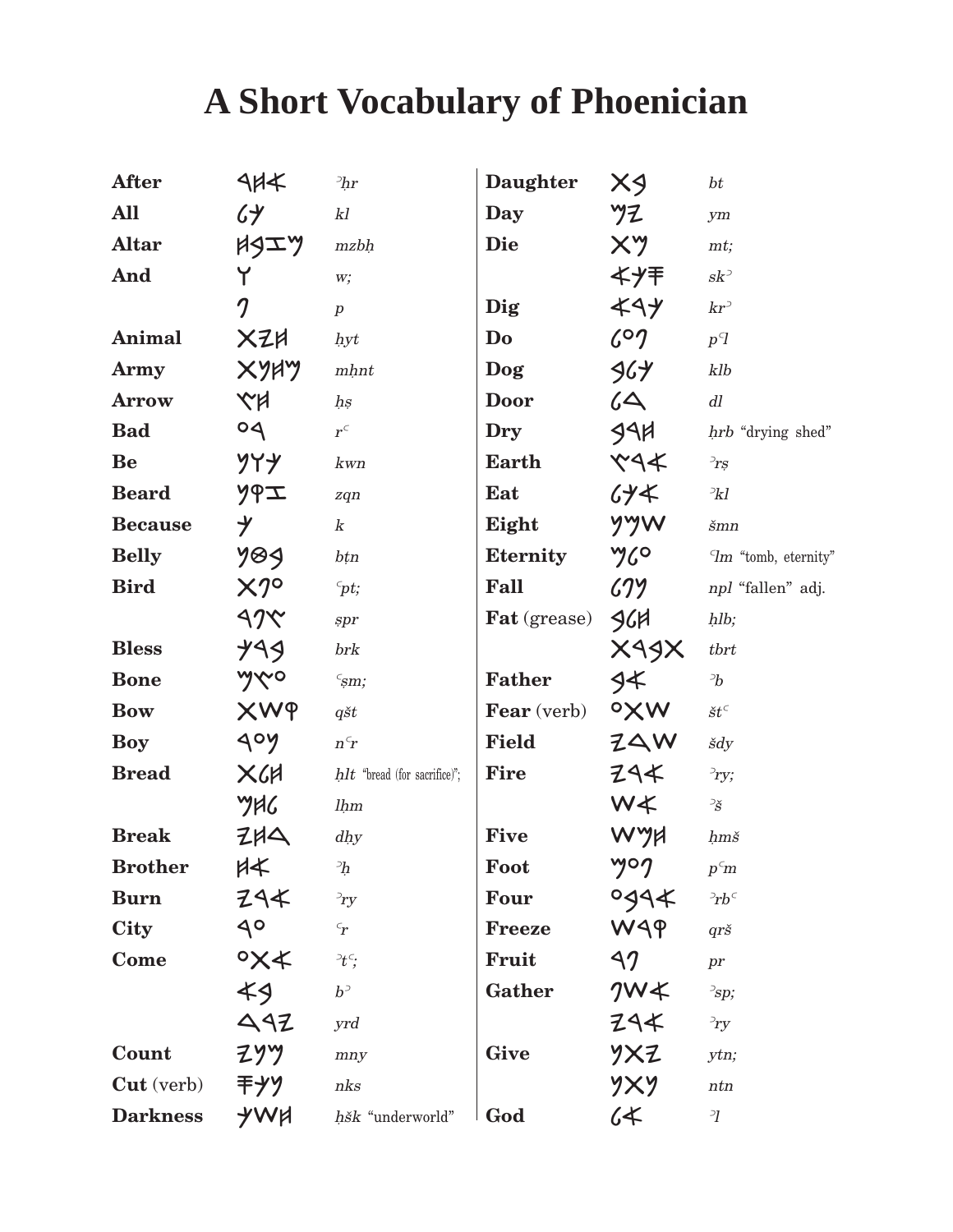# A Short Vocabulary of Phoenician

| English | Phoenician | Transliteration |
|---|---|---|
| **After** | 𐤀𐤇𐤓 | *ʾḥr* |
| **All** | 𐤊𐤋 | *kl* |
| **Altar** | 𐤌𐤆𐤁𐤇 | *mzbḥ* |
| **And** | 𐤅 | *w;* |
| | 𐤐 | *p* |
| **Animal** | 𐤇𐤉𐤕 | *ḥyt* |
| **Army** | 𐤌𐤇𐤍𐤕 | *mḥnt* |
| **Arrow** | 𐤇𐤑 | *ḥṣ* |
| **Bad** | 𐤓𐤏 | *rʿ* |
| **Be** | 𐤊𐤅𐤍 | *kwn* |
| **Beard** | 𐤆𐤒𐤍 | *zqn* |
| **Because** | 𐤊 | *k* |
| **Belly** | 𐤁𐤈𐤍 | *bṭn* |
| **Bird** | 𐤏𐤐𐤕 | *ʿpt;* |
| | 𐤑𐤐𐤓 | *ṣpr* |
| **Bless** | 𐤁𐤓𐤊 | *brk* |
| **Bone** | 𐤏𐤑𐤌 | *ʿṣm;* |
| **Bow** | 𐤒𐤔𐤕 | *qšt* |
| **Boy** | 𐤍𐤏𐤓 | *nʿr* |
| **Bread** | 𐤇𐤋𐤕 | *ḥlt* "bread (for sacrifice)"; |
| | 𐤋𐤇𐤌 | *lḥm* |
| **Break** | 𐤃𐤇𐤉 | *dḥy* |
| **Brother** | 𐤀𐤇 | *ʾḥ* |
| **Burn** | 𐤀𐤓𐤉 | *ʾry* |
| **City** | 𐤏𐤓 | *ʿr* |
| **Come** | 𐤀𐤕𐤏 | *ʾtʿ;* |
| | 𐤁𐤀 | *bʾ* |
| | 𐤉𐤓𐤃 | *yrd* |
| **Count** | 𐤌𐤍𐤉 | *mny* |
| **Cut** (verb) | 𐤍𐤊𐤎 | *nks* |
| **Darkness** | 𐤇𐤔𐤊 | *ḥšk* "underworld" |
| **Daughter** | 𐤁𐤕 | *bt* |
| **Day** | 𐤉𐤌 | *ym* |
| **Die** | 𐤌𐤕 | *mt;* |
| | 𐤎𐤊𐤀 | *skʾ* |
| **Dig** | 𐤊𐤓𐤀 | *krʾ* |
| **Do** | 𐤐𐤏𐤋 | *pʿl* |
| **Dog** | 𐤊𐤋𐤁 | *klb* |
| **Door** | 𐤃𐤋 | *dl* |
| **Dry** | 𐤇𐤓𐤁 | *ḥrb* "drying shed" |
| **Earth** | 𐤀𐤓𐤑 | *ʾrṣ* |
| **Eat** | 𐤀𐤊𐤋 | *ʾkl* |
| **Eight** | 𐤔𐤌𐤍 | *šmn* |
| **Eternity** | 𐤏𐤋𐤌 | *ʿlm* "tomb, eternity" |
| **Fall** | 𐤍𐤐𐤋 | *npl* "fallen" adj. |
| **Fat** (grease) | 𐤇𐤋𐤁 | *ḥlb;* |
| | 𐤕𐤁𐤓𐤕 | *tbrt* |
| **Father** | 𐤀𐤁 | *ʾb* |
| **Fear** (verb) | 𐤔𐤕𐤏 | *štʿ* |
| **Field** | 𐤔𐤃𐤉 | *šdy* |
| **Fire** | 𐤀𐤓𐤉 | *ʾry;* |
| | 𐤀𐤔 | *ʾš* |
| **Five** | 𐤇𐤌𐤔 | *ḥmš* |
| **Foot** | 𐤐𐤏𐤌 | *pʿm* |
| **Four** | 𐤀𐤓𐤁𐤏 | *ʾrbʿ* |
| **Freeze** | 𐤒𐤓𐤔 | *qrš* |
| **Fruit** | 𐤐𐤓 | *pr* |
| **Gather** | 𐤀𐤎𐤐 | *ʾsp;* |
| | 𐤀𐤓𐤉 | *ʾry* |
| **Give** | 𐤉𐤕𐤍 | *ytn;* |
| | 𐤍𐤕𐤍 | *ntn* |
| **God** | 𐤀𐤋 | *ʾl* |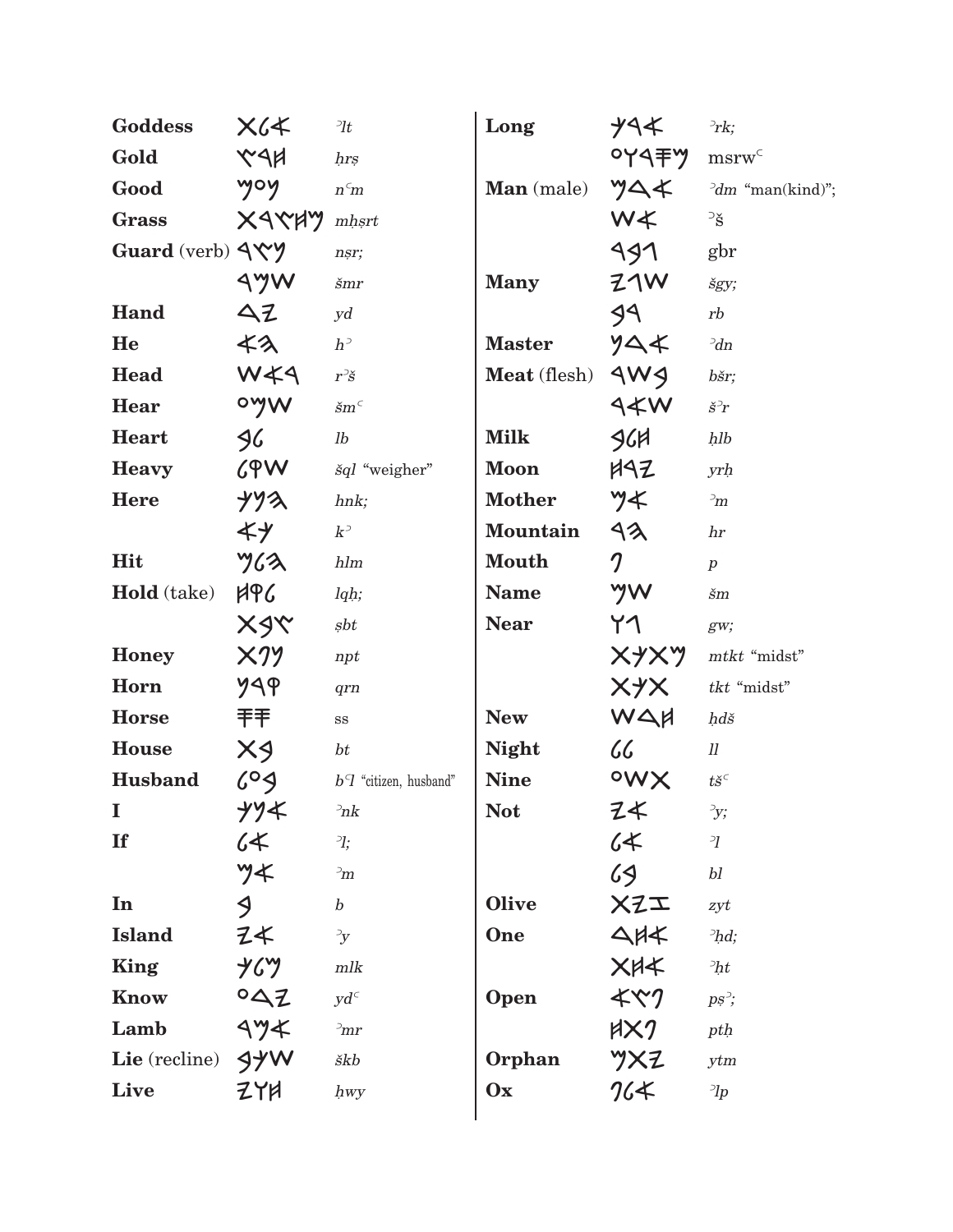| English | Phoenician | Transliteration |
|---|---|---|
| **Goddess** | 𐤀𐤋𐤕 | *ʾlt* |
| **Gold** | 𐤇𐤓𐤑 | *ḥrṣ* |
| **Good** | 𐤍𐤏𐤌 | *nʿm* |
| **Grass** | 𐤌𐤇𐤑𐤓𐤕 | *mḥṣrt* |
| **Guard** (verb) | 𐤍𐤑𐤓 | *nṣr;* |
| | 𐤔𐤌𐤓 | *šmr* |
| **Hand** | 𐤉𐤃 | *yd* |
| **He** | 𐤄𐤀 | *hʾ* |
| **Head** | 𐤓𐤀𐤔 | *rʾš* |
| **Hear** | 𐤔𐤌𐤏 | *šmʿ* |
| **Heart** | 𐤋𐤁 | *lb* |
| **Heavy** | 𐤔𐤒𐤋 | *šql* "weigher" |
| **Here** | 𐤄𐤍𐤊 | *hnk;* |
| | 𐤊𐤀 | *kʾ* |
| **Hit** | 𐤄𐤋𐤌 | *hlm* |
| **Hold** (take) | 𐤋𐤒𐤇 | *lqḥ;* |
| | 𐤑𐤁𐤕 | *ṣbt* |
| **Honey** | 𐤍𐤐𐤕 | *npt* |
| **Horn** | 𐤒𐤓𐤍 | *qrn* |
| **Horse** | 𐤎𐤎 | ss |
| **House** | 𐤁𐤕 | *bt* |
| **Husband** | 𐤁𐤏𐤋 | *bʿl* "citizen, husband" |
| **I** | 𐤀𐤍𐤊 | *ʾnk* |
| **If** | 𐤀𐤋 | *ʾl;* |
| | 𐤀𐤌 | *ʾm* |
| **In** | 𐤁 | *b* |
| **Island** | 𐤀𐤉 | *ʾy* |
| **King** | 𐤌𐤋𐤊 | *mlk* |
| **Know** | 𐤉𐤃𐤏 | *ydʿ* |
| **Lamb** | 𐤀𐤌𐤓 | *ʾmr* |
| **Lie** (recline) | 𐤔𐤊𐤁 | *škb* |
| **Live** | 𐤇𐤅𐤉 | *ḥwy* |
| **Long** | 𐤀𐤓𐤊 | *ʾrk;* |
| | 𐤌𐤎𐤓𐤅𐤏 | msrwʿ |
| **Man** (male) | 𐤀𐤃𐤌 | *ʾdm* "man(kind)"; |
| | 𐤀𐤔 | ʾš |
| | 𐤂𐤁𐤓 | gbr |
| **Many** | 𐤔𐤂𐤉 | *šgy;* |
| | 𐤓𐤁 | *rb* |
| **Master** | 𐤀𐤃𐤍 | *ʾdn* |
| **Meat** (flesh) | 𐤁𐤔𐤓 | *bšr;* |
| | 𐤔𐤀𐤓 | *šʾr* |
| **Milk** | 𐤇𐤋𐤁 | *ḥlb* |
| **Moon** | 𐤉𐤓𐤇 | *yrḥ* |
| **Mother** | 𐤀𐤌 | *ʾm* |
| **Mountain** | 𐤄𐤓 | *hr* |
| **Mouth** | 𐤐 | *p* |
| **Name** | 𐤔𐤌 | *šm* |
| **Near** | 𐤂𐤅 | *gw;* |
| | 𐤌𐤕𐤊𐤕 | *mtkt* "midst" |
| | 𐤕𐤊𐤕 | *tkt* "midst" |
| **New** | 𐤇𐤃𐤔 | *ḥdš* |
| **Night** | 𐤋𐤋 | *ll* |
| **Nine** | 𐤕𐤔𐤏 | *tšʿ* |
| **Not** | 𐤀𐤉 | *ʾy;* |
| | 𐤀𐤋 | *ʾl* |
| | 𐤁𐤋 | *bl* |
| **Olive** | 𐤆𐤉𐤕 | *zyt* |
| **One** | 𐤀𐤇𐤃 | *ʾḥd;* |
| | 𐤀𐤇𐤕 | *ʾḥt* |
| **Open** | 𐤐𐤑𐤀 | *pṣʾ;* |
| | 𐤐𐤕𐤇 | *ptḥ* |
| **Orphan** | 𐤉𐤕𐤌 | *ytm* |
| **Ox** | 𐤀𐤋𐤐 | *ʾlp* |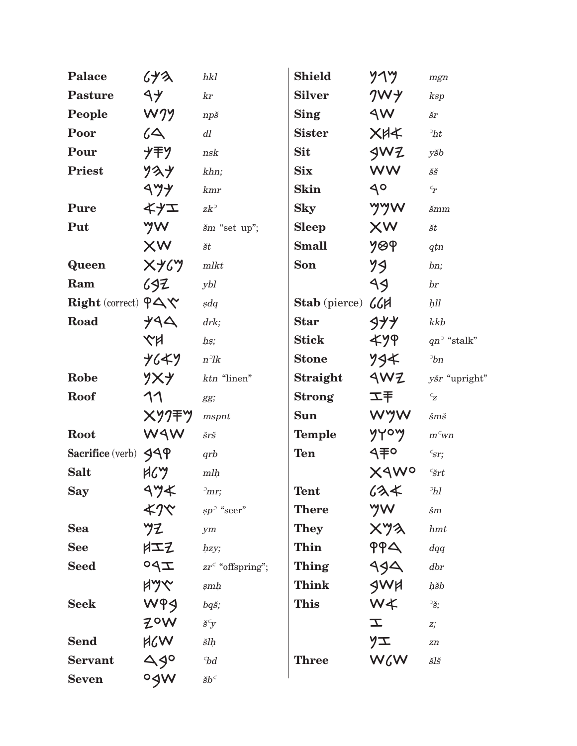| English | Phoenician | Transliteration |
|---|---|---|
| **Palace** | 𐤄𐤊𐤋 | *hkl* |
| **Pasture** | 𐤊𐤓 | *kr* |
| **People** | 𐤍𐤐𐤔 | *npš* |
| **Poor** | 𐤃𐤋 | *dl* |
| **Pour** | 𐤍𐤎𐤊 | *nsk* |
| **Priest** | 𐤊𐤄𐤍 | *khn;* |
| | 𐤊𐤌𐤓 | *kmr* |
| **Pure** | 𐤆𐤊𐤀 | *zkʾ* |
| **Put** | 𐤔𐤌 | *šm* "set up"; |
| | 𐤔𐤕 | *št* |
| **Queen** | 𐤌𐤋𐤊𐤕 | *mlkt* |
| **Ram** | 𐤉𐤁𐤋 | *ybl* |
| **Right** (correct) | 𐤑𐤃𐤒 | *ṣdq* |
| **Road** | 𐤃𐤓𐤊 | *drk;* |
| | 𐤇𐤑 | *ḥṣ;* |
| | 𐤍𐤀𐤋𐤊 | *nʾlk* |
| **Robe** | 𐤊𐤕𐤍 | *ktn* "linen" |
| **Roof** | 𐤂𐤂 | *gg;* |
| | 𐤌𐤎𐤐𐤍𐤕 | *mspnt* |
| **Root** | 𐤔𐤓𐤔 | *šrš* |
| **Sacrifice** (verb) | 𐤒𐤓𐤁 | *qrb* |
| **Salt** | 𐤌𐤋𐤇 | *mlḥ* |
| **Say** | 𐤀𐤌𐤓 | *ʾmr;* |
| | 𐤑𐤐𐤀 | *ṣpʾ* "seer" |
| **Sea** | 𐤉𐤌 | *ym* |
| **See** | 𐤇𐤆𐤉 | *ḥzy;* |
| **Seed** | 𐤆𐤓𐤏 | *zrʿ* "offspring"; |
| | 𐤑𐤌𐤇 | *ṣmḥ* |
| **Seek** | 𐤁𐤒𐤔 | *bqš;* |
| | 𐤔𐤏𐤉 | *šʿy* |
| **Send** | 𐤔𐤋𐤇 | *šlḥ* |
| **Servant** | 𐤏𐤁𐤃 | *ʿbd* |
| **Seven** | 𐤔𐤁𐤏 | *šbʿ* |
| **Shield** | 𐤌𐤂𐤍 | *mgn* |
| **Silver** | 𐤊𐤎𐤐 | *ksp* |
| **Sing** | 𐤔𐤓 | *šr* |
| **Sister** | 𐤀𐤇𐤕 | *ʾḥt* |
| **Sit** | 𐤉𐤔𐤁 | *yšb* |
| **Six** | 𐤔𐤔 | *šš* |
| **Skin** | 𐤏𐤓 | *ʿr* |
| **Sky** | 𐤔𐤌𐤌 | *šmm* |
| **Sleep** | 𐤔𐤕 | *št* |
| **Small** | 𐤒𐤈𐤍 | *qṭn* |
| **Son** | 𐤁𐤍 | *bn;* |
| | 𐤁𐤓 | *br* |
| **Stab** (pierce) | 𐤇𐤋𐤋 | *ḥll* |
| **Star** | 𐤊𐤊𐤁 | *kkb* |
| **Stick** | 𐤒𐤍𐤀 | *qnʾ* "stalk" |
| **Stone** | 𐤀𐤁𐤍 | *ʾbn* |
| **Straight** | 𐤉𐤔𐤓 | *yšr* "upright" |
| **Strong** | 𐤏𐤆 | *ʿz* |
| **Sun** | 𐤔𐤌𐤔 | *šmš* |
| **Temple** | 𐤌𐤏𐤅𐤍 | *mʿwn* |
| **Ten** | 𐤏𐤎𐤓 | *ʿsr;* |
| | 𐤏𐤔𐤓𐤕 | *ʿšrt* |
| **Tent** | 𐤀𐤄𐤋 | *ʾhl* |
| **There** | 𐤔𐤌 | *šm* |
| **They** | 𐤄𐤌𐤕 | *hmt* |
| **Thin** | 𐤃𐤒𐤒 | *dqq* |
| **Thing** | 𐤃𐤁𐤓 | *dbr* |
| **Think** | 𐤇𐤔𐤁 | *ḥšb* |
| **This** | 𐤀𐤔 | *ʾš;* |
| | 𐤆 | *z;* |
| | 𐤆𐤍 | *zn* |
| **Three** | 𐤔𐤋𐤔 | *šlš* |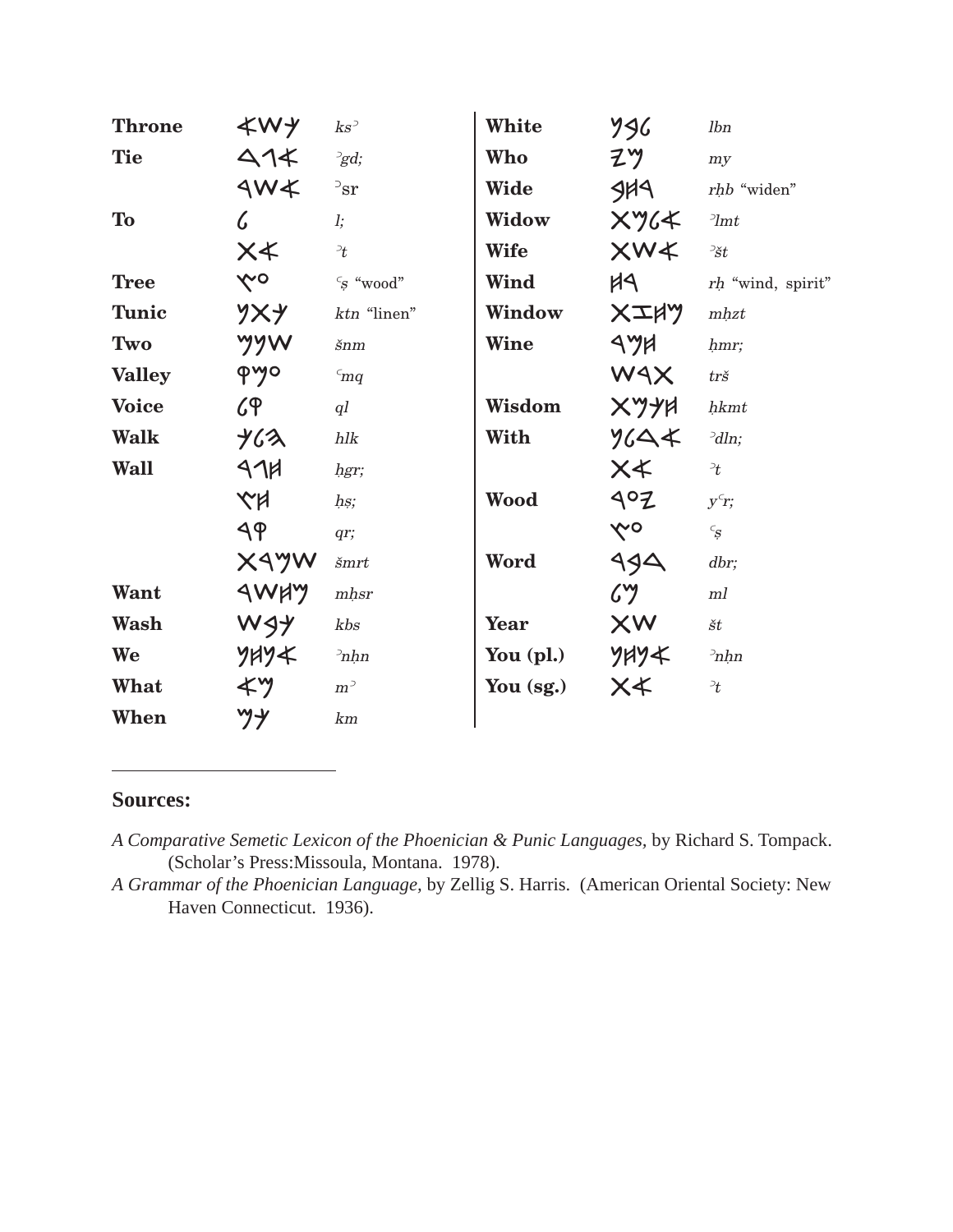| | | |
|---|---|---|
| **Throne** | 𐤊𐤎𐤀 | *ksʾ* |
| **Tie** | 𐤀𐤂𐤃 | *ʾgd;* |
| | 𐤀𐤎𐤓 | ʾsr |
| **To** | 𐤋 | *l;* |
| | 𐤀𐤕 | *ʾt* |
| **Tree** | 𐤏𐤑 | *ʿṣ* "wood" |
| **Tunic** | 𐤊𐤕𐤍 | *ktn* "linen" |
| **Two** | 𐤔𐤍𐤌 | *šnm* |
| **Valley** | 𐤏𐤌𐤒 | *ʿmq* |
| **Voice** | 𐤒𐤋 | *ql* |
| **Walk** | 𐤄𐤋𐤊 | *hlk* |
| **Wall** | 𐤇𐤂𐤓 | *ḥgr;* |
| | 𐤇𐤑 | *ḥṣ;* |
| | 𐤒𐤓 | *qr;* |
| | 𐤔𐤌𐤓𐤕 | *šmrt* |
| **Want** | 𐤌𐤇𐤎𐤓 | *mḥsr* |
| **Wash** | 𐤊𐤁𐤎 | *kbs* |
| **We** | 𐤀𐤍𐤇𐤍 | *ʾnḥn* |
| **What** | 𐤌𐤀 | *mʾ* |
| **When** | 𐤊𐤌 | *km* |
| **White** | 𐤋𐤁𐤍 | *lbn* |
| **Who** | 𐤌𐤉 | *my* |
| **Wide** | 𐤓𐤇𐤁 | *rḥb* "widen" |
| **Widow** | 𐤀𐤋𐤌𐤕 | *ʾlmt* |
| **Wife** | 𐤀𐤔𐤕 | *ʾšt* |
| **Wind** | 𐤓𐤇 | *rḥ* "wind, spirit" |
| **Window** | 𐤌𐤇𐤆𐤕 | *mḥzt* |
| **Wine** | 𐤇𐤌𐤓 | *ḥmr;* |
| | 𐤕𐤓𐤔 | *trš* |
| **Wisdom** | 𐤇𐤊𐤌𐤕 | *ḥkmt* |
| **With** | 𐤀𐤃𐤋𐤍 | *ʾdln;* |
| | 𐤀𐤕 | *ʾt* |
| **Wood** | 𐤉𐤏𐤓 | *yʿr;* |
| | 𐤏𐤑 | *ʿṣ* |
| **Word** | 𐤃𐤁𐤓 | *dbr;* |
| | 𐤌𐤋 | *ml* |
| **Year** | 𐤔𐤕 | *št* |
| **You (pl.)** | 𐤀𐤍𐤇𐤍 | *ʾnḥn* |
| **You (sg.)** | 𐤀𐤕 | *ʾt* |

---

## Sources:

*A Comparative Semetic Lexicon of the Phoenician & Punic Languages,* by Richard S. Tompack. (Scholar's Press:Missoula, Montana. 1978).

*A Grammar of the Phoenician Language,* by Zellig S. Harris. (American Oriental Society: New Haven Connecticut. 1936).